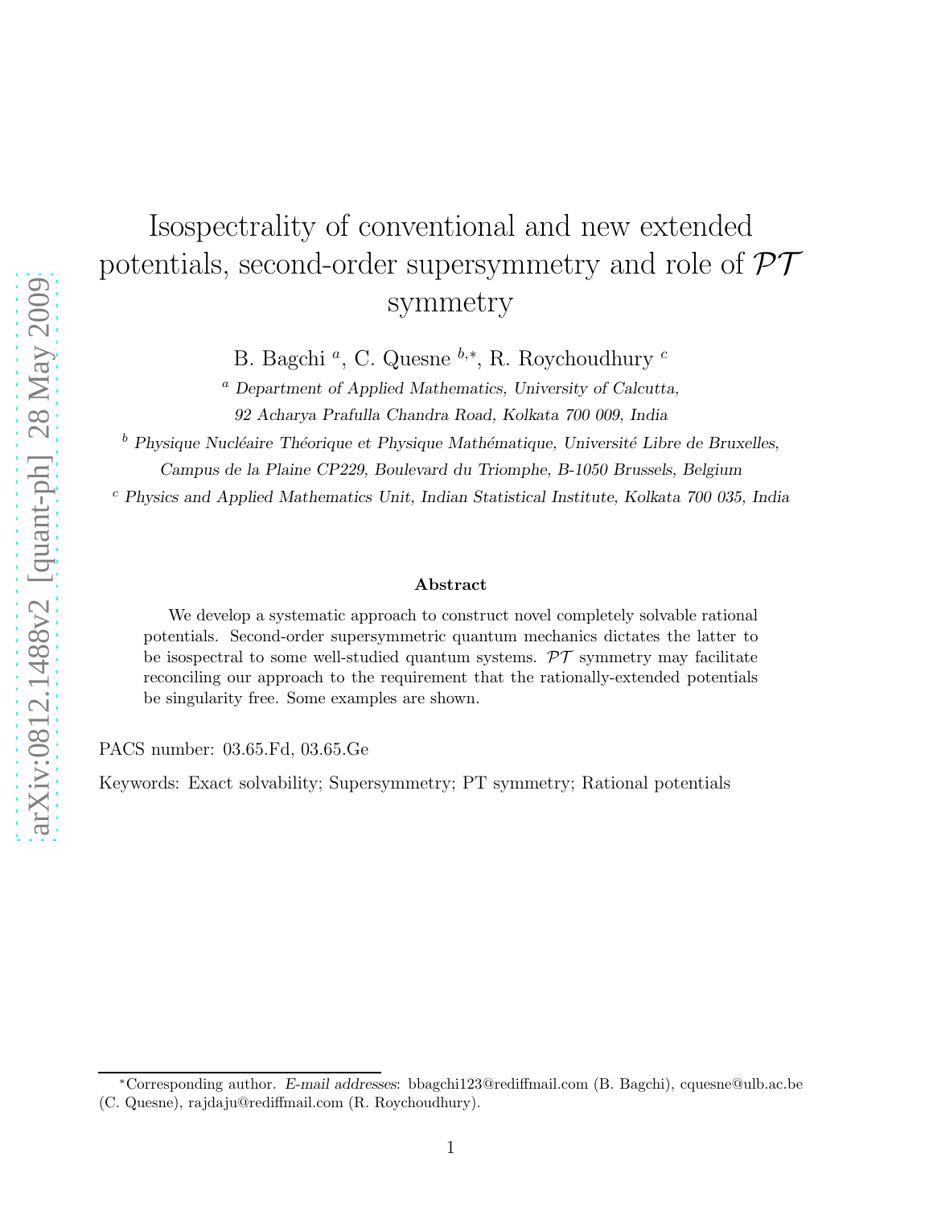# Isospectrality of conventional and new extended potentials, second-order supersymmetry and role of $\mathcal{PT}$ symmetry

B. Bagchi [a], C. Quesne [b,*], R. Roychoudhury [c]

[a] *Department of Applied Mathematics, University of Calcutta, 92 Acharya Prafulla Chandra Road, Kolkata 700 009, India*

[b] *Physique Nucléaire Théorique et Physique Mathématique, Université Libre de Bruxelles, Campus de la Plaine CP229, Boulevard du Triomphe, B-1050 Brussels, Belgium*

[c] *Physics and Applied Mathematics Unit, Indian Statistical Institute, Kolkata 700 035, India*

### Abstract

We develop a systematic approach to construct novel completely solvable rational potentials. Second-order supersymmetric quantum mechanics dictates the latter to be isospectral to some well-studied quantum systems. $\mathcal{PT}$ symmetry may facilitate reconciling our approach to the requirement that the rationally-extended potentials be singularity free. Some examples are shown.

PACS number: 03.65.Fd, 03.65.Ge

Keywords: Exact solvability; Supersymmetry; PT symmetry; Rational potentials

---

*Corresponding author. *E-mail addresses*: bbagchi123@rediffmail.com (B. Bagchi), cquesne@ulb.ac.be (C. Quesne), rajdaju@rediffmail.com (R. Roychoudhury).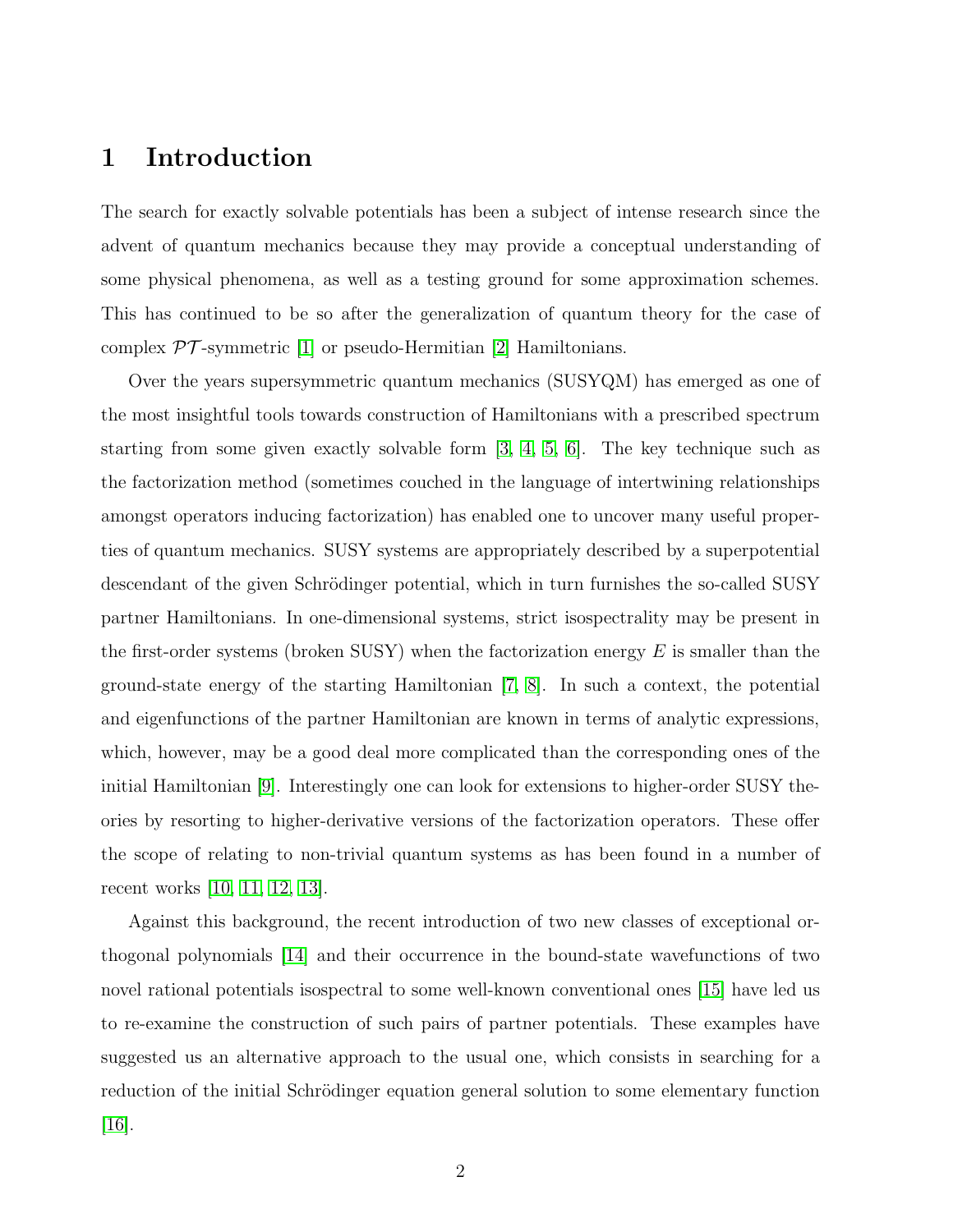# 1 Introduction

The search for exactly solvable potentials has been a subject of intense research since the advent of quantum mechanics because they may provide a conceptual understanding of some physical phenomena, as well as a testing ground for some approximation schemes. This has continued to be so after the generalization of quantum theory for the case of complex $\mathcal{PT}$-symmetric [1] or pseudo-Hermitian [2] Hamiltonians.

Over the years supersymmetric quantum mechanics (SUSYQM) has emerged as one of the most insightful tools towards construction of Hamiltonians with a prescribed spectrum starting from some given exactly solvable form [3, 4, 5, 6]. The key technique such as the factorization method (sometimes couched in the language of intertwining relationships amongst operators inducing factorization) has enabled one to uncover many useful properties of quantum mechanics. SUSY systems are appropriately described by a superpotential descendant of the given Schrödinger potential, which in turn furnishes the so-called SUSY partner Hamiltonians. In one-dimensional systems, strict isospectrality may be present in the first-order systems (broken SUSY) when the factorization energy $E$ is smaller than the ground-state energy of the starting Hamiltonian [7, 8]. In such a context, the potential and eigenfunctions of the partner Hamiltonian are known in terms of analytic expressions, which, however, may be a good deal more complicated than the corresponding ones of the initial Hamiltonian [9]. Interestingly one can look for extensions to higher-order SUSY theories by resorting to higher-derivative versions of the factorization operators. These offer the scope of relating to non-trivial quantum systems as has been found in a number of recent works [10, 11, 12, 13].

Against this background, the recent introduction of two new classes of exceptional orthogonal polynomials [14] and their occurrence in the bound-state wavefunctions of two novel rational potentials isospectral to some well-known conventional ones [15] have led us to re-examine the construction of such pairs of partner potentials. These examples have suggested us an alternative approach to the usual one, which consists in searching for a reduction of the initial Schrödinger equation general solution to some elementary function [16].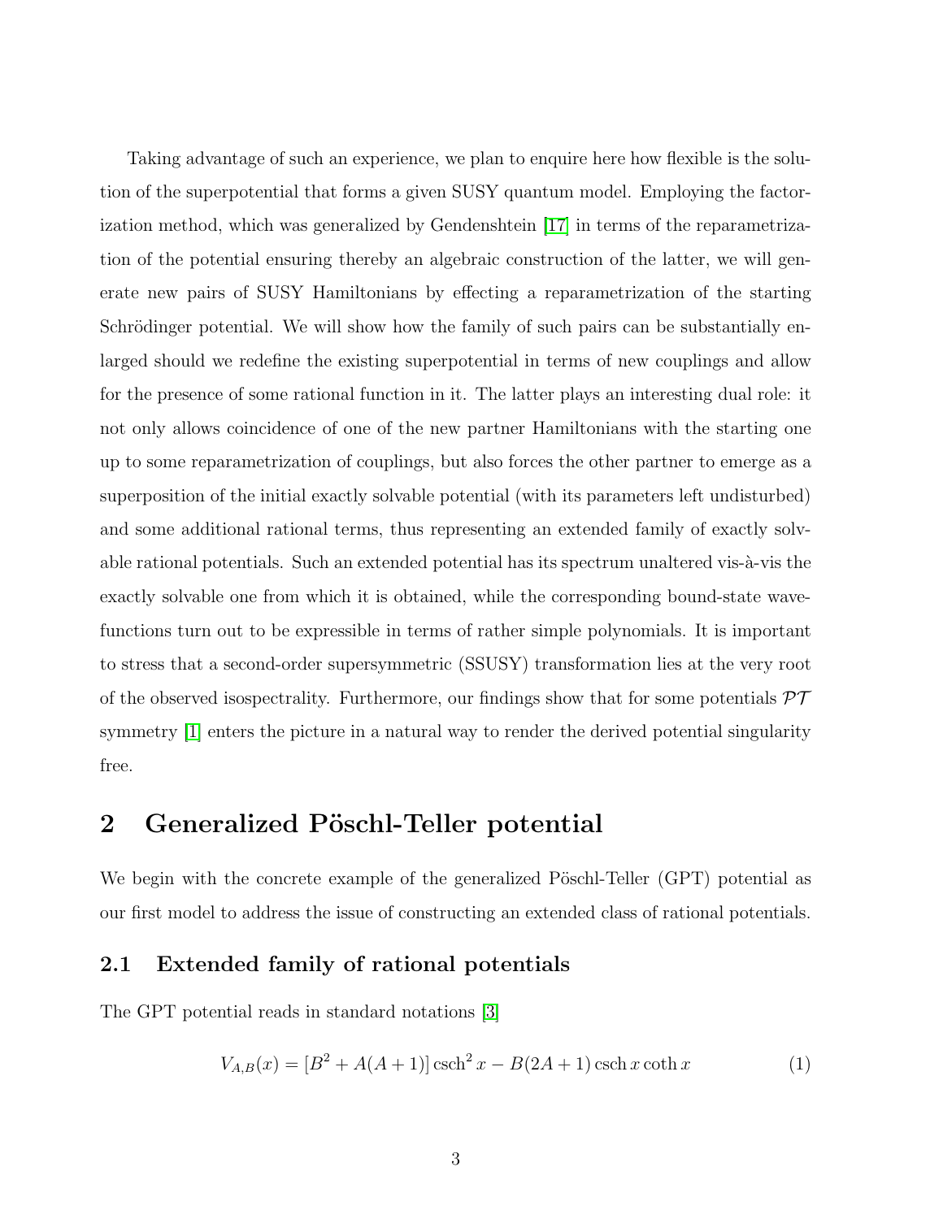Taking advantage of such an experience, we plan to enquire here how flexible is the solution of the superpotential that forms a given SUSY quantum model. Employing the factorization method, which was generalized by Gendenshtein [17] in terms of the reparametrization of the potential ensuring thereby an algebraic construction of the latter, we will generate new pairs of SUSY Hamiltonians by effecting a reparametrization of the starting Schrödinger potential. We will show how the family of such pairs can be substantially enlarged should we redefine the existing superpotential in terms of new couplings and allow for the presence of some rational function in it. The latter plays an interesting dual role: it not only allows coincidence of one of the new partner Hamiltonians with the starting one up to some reparametrization of couplings, but also forces the other partner to emerge as a superposition of the initial exactly solvable potential (with its parameters left undisturbed) and some additional rational terms, thus representing an extended family of exactly solvable rational potentials. Such an extended potential has its spectrum unaltered vis-à-vis the exactly solvable one from which it is obtained, while the corresponding bound-state wavefunctions turn out to be expressible in terms of rather simple polynomials. It is important to stress that a second-order supersymmetric (SSUSY) transformation lies at the very root of the observed isospectrality. Furthermore, our findings show that for some potentials $\mathcal{PT}$ symmetry [1] enters the picture in a natural way to render the derived potential singularity free.

## 2 Generalized Pöschl-Teller potential

We begin with the concrete example of the generalized Pöschl-Teller (GPT) potential as our first model to address the issue of constructing an extended class of rational potentials.

### 2.1 Extended family of rational potentials

The GPT potential reads in standard notations [3]

$$V_{A,B}(x) = [B^2 + A(A+1)] \operatorname{csch}^2 x - B(2A+1) \operatorname{csch} x \coth x \tag{1}$$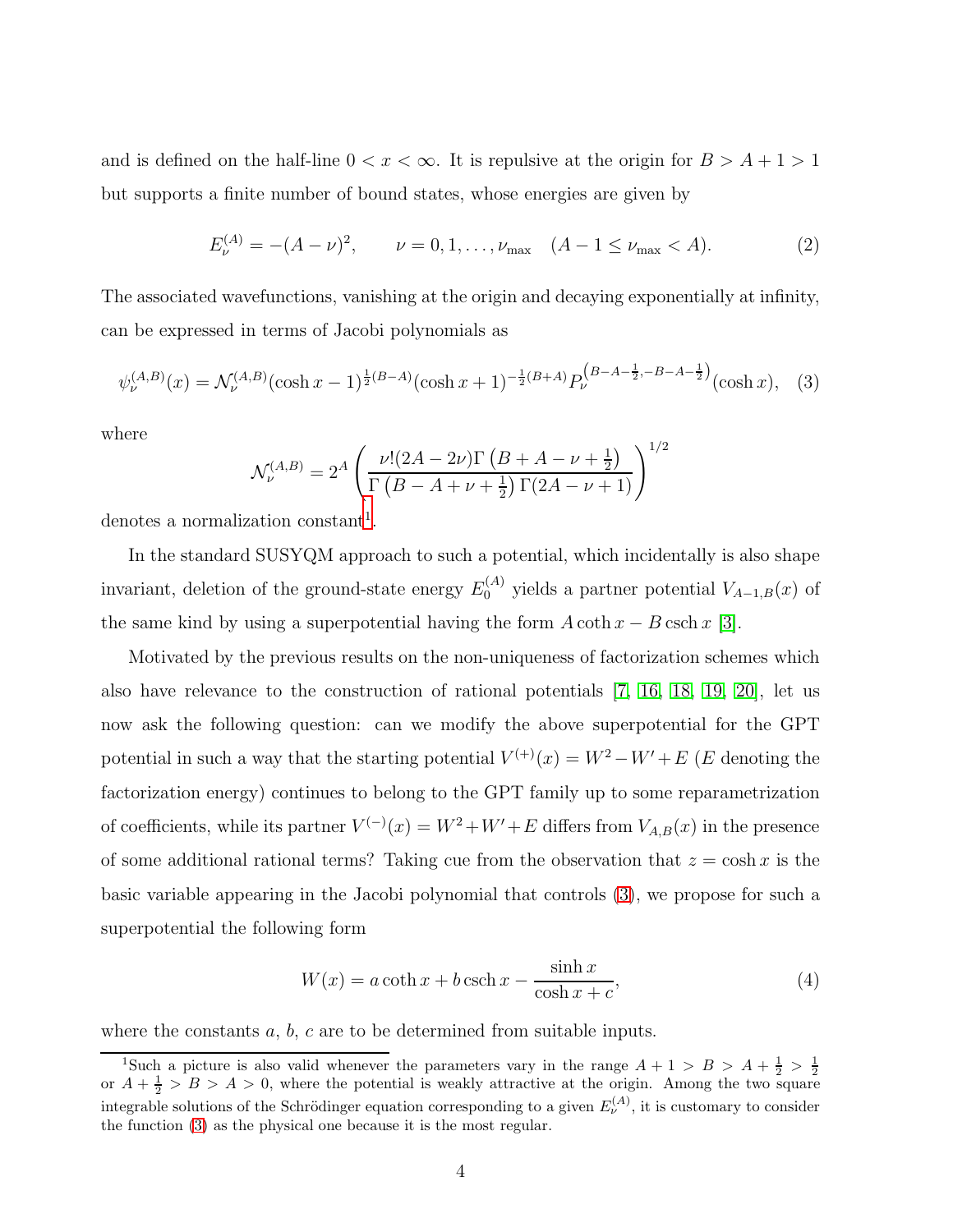and is defined on the half-line $0 < x < \infty$. It is repulsive at the origin for $B > A + 1 > 1$ but supports a finite number of bound states, whose energies are given by

$$E_\nu^{(A)} = -(A-\nu)^2, \qquad \nu = 0, 1, \ldots, \nu_{\max} \quad (A - 1 \leq \nu_{\max} < A). \tag{2}$$

The associated wavefunctions, vanishing at the origin and decaying exponentially at infinity, can be expressed in terms of Jacobi polynomials as

$$\psi_\nu^{(A,B)}(x) = \mathcal{N}_\nu^{(A,B)} (\cosh x - 1)^{\frac{1}{2}(B-A)} (\cosh x + 1)^{-\frac{1}{2}(B+A)} P_\nu^{\left(B-A-\frac{1}{2}, -B-A-\frac{1}{2}\right)}(\cosh x), \tag{3}$$

where

$$\mathcal{N}_\nu^{(A,B)} = 2^A \left( \frac{\nu!(2A-2\nu)\Gamma\left(B+A-\nu+\frac{1}{2}\right)}{\Gamma\left(B-A+\nu+\frac{1}{2}\right)\Gamma(2A-\nu+1)} \right)^{1/2}$$

denotes a normalization constant[1].

In the standard SUSYQM approach to such a potential, which incidentally is also shape invariant, deletion of the ground-state energy $E_0^{(A)}$ yields a partner potential $V_{A-1,B}(x)$ of the same kind by using a superpotential having the form $A \coth x - B \operatorname{csch} x$ [3].

Motivated by the previous results on the non-uniqueness of factorization schemes which also have relevance to the construction of rational potentials [7, 16, 18, 19, 20], let us now ask the following question: can we modify the above superpotential for the GPT potential in such a way that the starting potential $V^{(+)}(x) = W^2 - W' + E$ ($E$ denoting the factorization energy) continues to belong to the GPT family up to some reparametrization of coefficients, while its partner $V^{(-)}(x) = W^2 + W' + E$ differs from $V_{A,B}(x)$ in the presence of some additional rational terms? Taking cue from the observation that $z = \cosh x$ is the basic variable appearing in the Jacobi polynomial that controls (3), we propose for such a superpotential the following form

$$W(x) = a \coth x + b \operatorname{csch} x - \frac{\sinh x}{\cosh x + c}, \tag{4}$$

where the constants $a$, $b$, $c$ are to be determined from suitable inputs.

---

[1] Such a picture is also valid whenever the parameters vary in the range $A + 1 > B > A + \frac{1}{2} > \frac{1}{2}$ or $A + \frac{1}{2} > B > A > 0$, where the potential is weakly attractive at the origin. Among the two square integrable solutions of the Schrödinger equation corresponding to a given $E_\nu^{(A)}$, it is customary to consider the function (3) as the physical one because it is the most regular.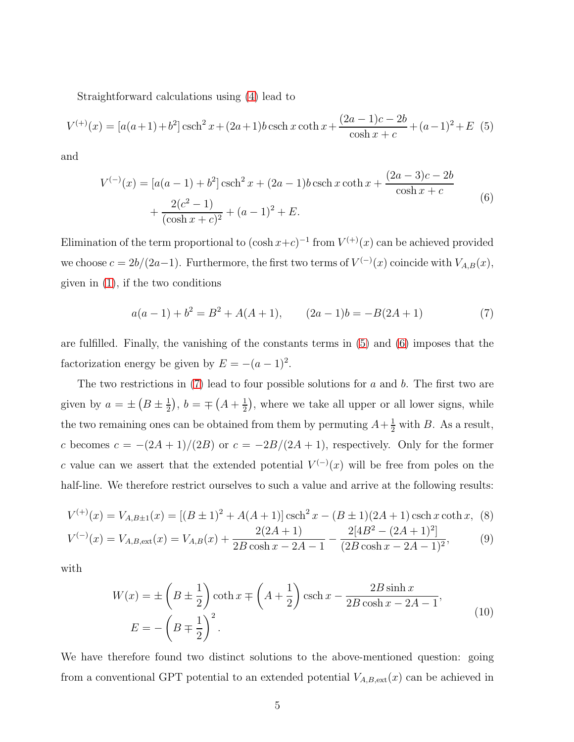Straightforward calculations using (4) lead to

$$V^{(+)}(x) = [a(a+1)+b^2]\operatorname{csch}^2 x + (2a+1)b \operatorname{csch} x \coth x + \frac{(2a-1)c - 2b}{\cosh x + c} + (a-1)^2 + E \quad (5)$$

and

$$V^{(-)}(x) = [a(a-1)+b^2]\operatorname{csch}^2 x + (2a-1)b \operatorname{csch} x \coth x + \frac{(2a-3)c - 2b}{\cosh x + c} + \frac{2(c^2-1)}{(\cosh x + c)^2} + (a-1)^2 + E. \quad (6)$$

Elimination of the term proportional to $(\cosh x + c)^{-1}$ from $V^{(+)}(x)$ can be achieved provided we choose $c = 2b/(2a-1)$. Furthermore, the first two terms of $V^{(-)}(x)$ coincide with $V_{A,B}(x)$, given in (1), if the two conditions

$$a(a-1) + b^2 = B^2 + A(A+1), \qquad (2a-1)b = -B(2A+1) \quad (7)$$

are fulfilled. Finally, the vanishing of the constants terms in (5) and (6) imposes that the factorization energy be given by $E = -(a-1)^2$.

The two restrictions in (7) lead to four possible solutions for $a$ and $b$. The first two are given by $a = \pm\left(B \pm \frac{1}{2}\right)$, $b = \mp\left(A + \frac{1}{2}\right)$, where we take all upper or all lower signs, while the two remaining ones can be obtained from them by permuting $A + \frac{1}{2}$ with $B$. As a result, $c$ becomes $c = -(2A+1)/(2B)$ or $c = -2B/(2A+1)$, respectively. Only for the former $c$ value can we assert that the extended potential $V^{(-)}(x)$ will be free from poles on the half-line. We therefore restrict ourselves to such a value and arrive at the following results:

$$V^{(+)}(x) = V_{A,B\pm 1}(x) = [(B\pm 1)^2 + A(A+1)]\operatorname{csch}^2 x - (B \pm 1)(2A+1)\operatorname{csch} x \coth x, \quad (8)$$

$$V^{(-)}(x) = V_{A,B,\text{ext}}(x) = V_{A,B}(x) + \frac{2(2A+1)}{2B\cosh x - 2A - 1} - \frac{2[4B^2 - (2A+1)^2]}{(2B\cosh x - 2A - 1)^2}, \quad (9)$$

with

$$W(x) = \pm\left(B \pm \frac{1}{2}\right)\coth x \mp \left(A + \frac{1}{2}\right)\operatorname{csch} x - \frac{2B\sinh x}{2B\cosh x - 2A - 1},$$
$$E = -\left(B \mp \frac{1}{2}\right)^2. \quad (10)$$

We have therefore found two distinct solutions to the above-mentioned question: going from a conventional GPT potential to an extended potential $V_{A,B,\text{ext}}(x)$ can be achieved in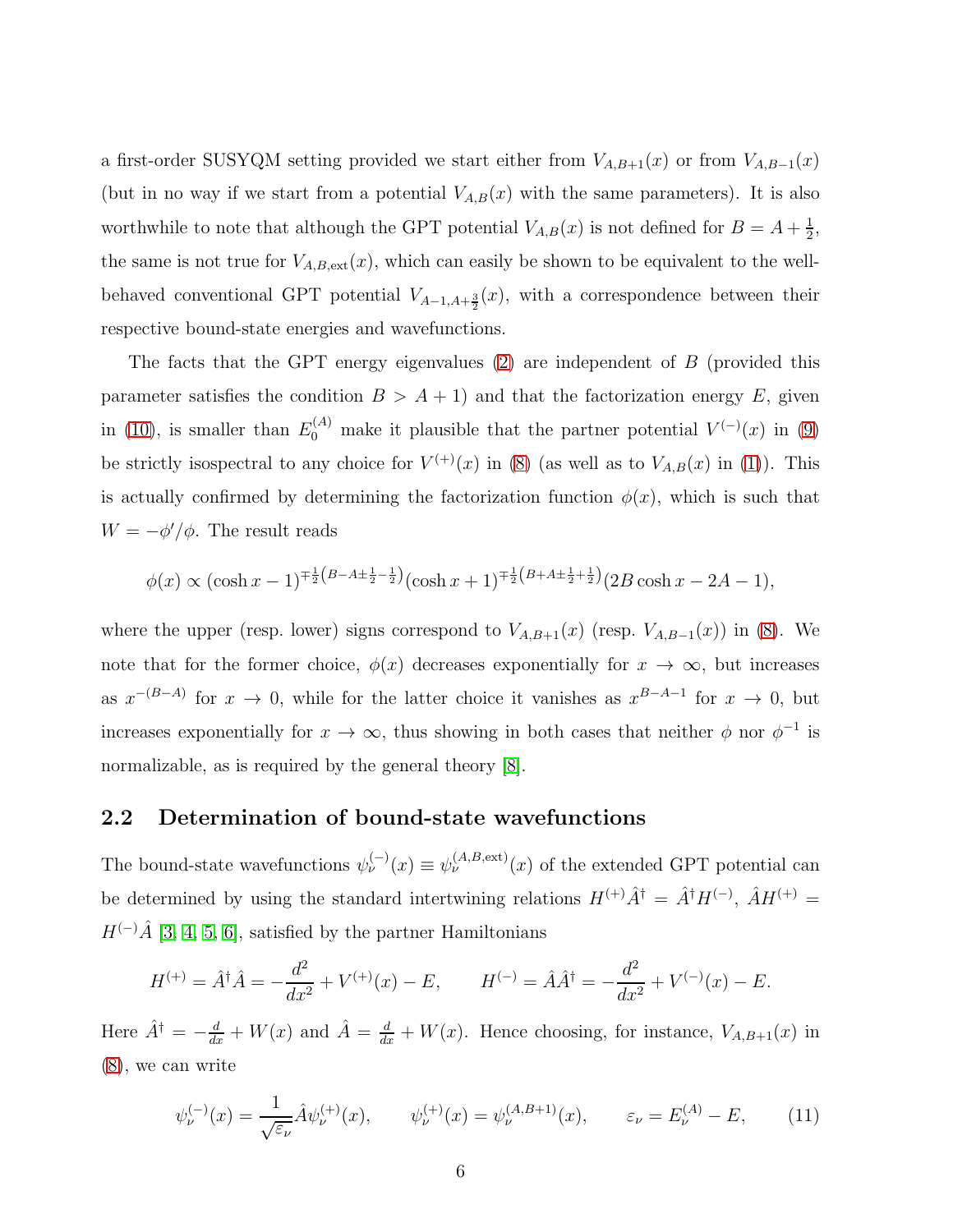a first-order SUSYQM setting provided we start either from $V_{A,B+1}(x)$ or from $V_{A,B-1}(x)$ (but in no way if we start from a potential $V_{A,B}(x)$ with the same parameters). It is also worthwhile to note that although the GPT potential $V_{A,B}(x)$ is not defined for $B = A + \frac{1}{2}$, the same is not true for $V_{A,B,\text{ext}}(x)$, which can easily be shown to be equivalent to the well-behaved conventional GPT potential $V_{A-1,A+\frac{3}{2}}(x)$, with a correspondence between their respective bound-state energies and wavefunctions.

The facts that the GPT energy eigenvalues (2) are independent of $B$ (provided this parameter satisfies the condition $B > A + 1$) and that the factorization energy $E$, given in (10), is smaller than $E_0^{(A)}$ make it plausible that the partner potential $V^{(-)}(x)$ in (9) be strictly isospectral to any choice for $V^{(+)}(x)$ in (8) (as well as to $V_{A,B}(x)$ in (1)). This is actually confirmed by determining the factorization function $\phi(x)$, which is such that $W = -\phi'/\phi$. The result reads

$$\phi(x) \propto (\cosh x - 1)^{\mp\frac{1}{2}\left(B-A\pm\frac{1}{2}-\frac{1}{2}\right)}(\cosh x + 1)^{\mp\frac{1}{2}\left(B+A\pm\frac{1}{2}+\frac{1}{2}\right)}(2B\cosh x - 2A - 1),$$

where the upper (resp. lower) signs correspond to $V_{A,B+1}(x)$ (resp. $V_{A,B-1}(x)$) in (8). We note that for the former choice, $\phi(x)$ decreases exponentially for $x \to \infty$, but increases as $x^{-(B-A)}$ for $x \to 0$, while for the latter choice it vanishes as $x^{B-A-1}$ for $x \to 0$, but increases exponentially for $x \to \infty$, thus showing in both cases that neither $\phi$ nor $\phi^{-1}$ is normalizable, as is required by the general theory [8].

## 2.2 Determination of bound-state wavefunctions

The bound-state wavefunctions $\psi_\nu^{(-)}(x) \equiv \psi_\nu^{(A,B,\text{ext})}(x)$ of the extended GPT potential can be determined by using the standard intertwining relations $H^{(+)}\hat{A}^\dagger = \hat{A}^\dagger H^{(-)}$, $\hat{A}H^{(+)} = H^{(-)}\hat{A}$ [3, 4, 5, 6], satisfied by the partner Hamiltonians

$$H^{(+)} = \hat{A}^\dagger\hat{A} = -\frac{d^2}{dx^2} + V^{(+)}(x) - E, \qquad H^{(-)} = \hat{A}\hat{A}^\dagger = -\frac{d^2}{dx^2} + V^{(-)}(x) - E.$$

Here $\hat{A}^\dagger = -\frac{d}{dx} + W(x)$ and $\hat{A} = \frac{d}{dx} + W(x)$. Hence choosing, for instance, $V_{A,B+1}(x)$ in (8), we can write

$$\psi_\nu^{(-)}(x) = \frac{1}{\sqrt{\varepsilon_\nu}}\hat{A}\psi_\nu^{(+)}(x), \qquad \psi_\nu^{(+)}(x) = \psi_\nu^{(A,B+1)}(x), \qquad \varepsilon_\nu = E_\nu^{(A)} - E, \tag{11}$$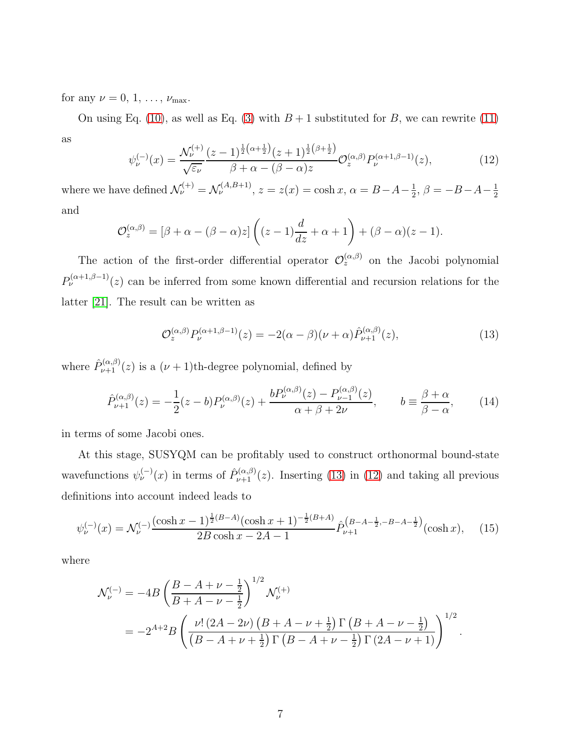for any $\nu = 0, 1, \ldots, \nu_{\max}$.

On using Eq. (10), as well as Eq. (3) with $B+1$ substituted for $B$, we can rewrite (11) as

$$\psi_\nu^{(-)}(x) = \frac{\mathcal{N}_\nu^{(+)}}{\sqrt{\varepsilon_\nu}} \frac{(z-1)^{\frac{1}{2}\left(\alpha+\frac{1}{2}\right)}(z+1)^{\frac{1}{2}\left(\beta+\frac{1}{2}\right)}}{\beta+\alpha-(\beta-\alpha)z} \mathcal{O}_z^{(\alpha,\beta)} P_\nu^{(\alpha+1,\beta-1)}(z), \tag{12}$$

where we have defined $\mathcal{N}_\nu^{(+)} = \mathcal{N}_\nu^{(A,B+1)}$, $z = z(x) = \cosh x$, $\alpha = B - A - \frac{1}{2}$, $\beta = -B - A - \frac{1}{2}$ and

$$\mathcal{O}_z^{(\alpha,\beta)} = [\beta + \alpha - (\beta-\alpha)z] \left( (z-1)\frac{d}{dz} + \alpha + 1 \right) + (\beta - \alpha)(z-1).$$

The action of the first-order differential operator $\mathcal{O}_z^{(\alpha,\beta)}$ on the Jacobi polynomial $P_\nu^{(\alpha+1,\beta-1)}(z)$ can be inferred from some known differential and recursion relations for the latter [21]. The result can be written as

$$\mathcal{O}_z^{(\alpha,\beta)} P_\nu^{(\alpha+1,\beta-1)}(z) = -2(\alpha-\beta)(\nu+\alpha)\hat{P}_{\nu+1}^{(\alpha,\beta)}(z), \tag{13}$$

where $\hat{P}_{\nu+1}^{(\alpha,\beta)}(z)$ is a $(\nu+1)$th-degree polynomial, defined by

$$\hat{P}_{\nu+1}^{(\alpha,\beta)}(z) = -\frac{1}{2}(z-b)P_\nu^{(\alpha,\beta)}(z) + \frac{bP_\nu^{(\alpha,\beta)}(z) - P_{\nu-1}^{(\alpha,\beta)}(z)}{\alpha+\beta+2\nu}, \qquad b \equiv \frac{\beta+\alpha}{\beta-\alpha}, \tag{14}$$

in terms of some Jacobi ones.

At this stage, SUSYQM can be profitably used to construct orthonormal bound-state wavefunctions $\psi_\nu^{(-)}(x)$ in terms of $\hat{P}_{\nu+1}^{(\alpha,\beta)}(z)$. Inserting (13) in (12) and taking all previous definitions into account indeed leads to

$$\psi_\nu^{(-)}(x) = \mathcal{N}_\nu^{(-)} \frac{(\cosh x - 1)^{\frac{1}{2}(B-A)}(\cosh x + 1)^{-\frac{1}{2}(B+A)}}{2B\cosh x - 2A - 1} \hat{P}_{\nu+1}^{\left(B-A-\frac{1}{2}, -B-A-\frac{1}{2}\right)}(\cosh x), \tag{15}$$

where

$$\begin{aligned}
\mathcal{N}_\nu^{(-)} &= -4B\left(\frac{B-A+\nu-\frac{1}{2}}{B+A-\nu-\frac{1}{2}}\right)^{1/2} \mathcal{N}_\nu^{(+)} \\
&= -2^{A+2}B\left(\frac{\nu!\,(2A-2\nu)\left(B+A-\nu+\frac{1}{2}\right)\Gamma\left(B+A-\nu-\frac{1}{2}\right)}{\left(B-A+\nu+\frac{1}{2}\right)\Gamma\left(B-A+\nu-\frac{1}{2}\right)\Gamma\left(2A-\nu+1\right)}\right)^{1/2}.
\end{aligned}$$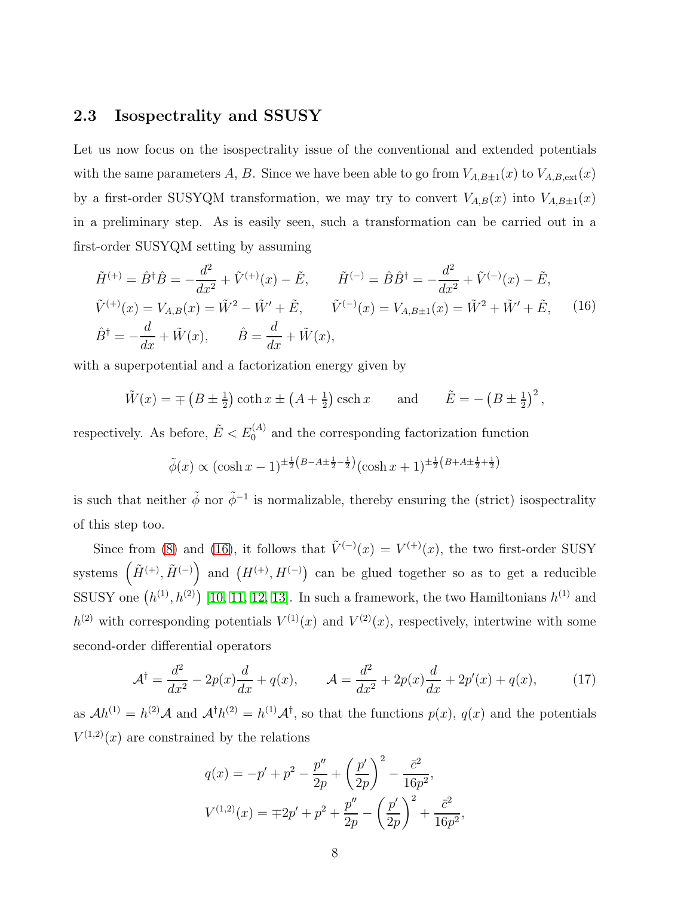## 2.3 Isospectrality and SSUSY

Let us now focus on the isospectrality issue of the conventional and extended potentials with the same parameters $A$, $B$. Since we have been able to go from $V_{A,B\pm1}(x)$ to $V_{A,B,\text{ext}}(x)$ by a first-order SUSYQM transformation, we may try to convert $V_{A,B}(x)$ into $V_{A,B\pm1}(x)$ in a preliminary step. As is easily seen, such a transformation can be carried out in a first-order SUSYQM setting by assuming

$$
\begin{aligned}
&\tilde{H}^{(+)} = \hat{B}^\dagger \hat{B} = -\frac{d^2}{dx^2} + \tilde{V}^{(+)}(x) - \tilde{E}, \qquad \tilde{H}^{(-)} = \hat{B}\hat{B}^\dagger = -\frac{d^2}{dx^2} + \tilde{V}^{(-)}(x) - \tilde{E}, \\
&\tilde{V}^{(+)}(x) = V_{A,B}(x) = \tilde{W}^2 - \tilde{W}' + \tilde{E}, \qquad \tilde{V}^{(-)}(x) = V_{A,B\pm1}(x) = \tilde{W}^2 + \tilde{W}' + \tilde{E}, \qquad (16) \\
&\hat{B}^\dagger = -\frac{d}{dx} + \tilde{W}(x), \qquad \hat{B} = \frac{d}{dx} + \tilde{W}(x),
\end{aligned}
$$

with a superpotential and a factorization energy given by

$$
\tilde{W}(x) = \mp\left(B \pm \tfrac{1}{2}\right)\coth x \pm \left(A + \tfrac{1}{2}\right)\operatorname{csch} x \qquad \text{and} \qquad \tilde{E} = -\left(B \pm \tfrac{1}{2}\right)^2,
$$

respectively. As before, $\tilde{E} < E_0^{(A)}$ and the corresponding factorization function

$$
\tilde{\phi}(x) \propto (\cosh x - 1)^{\pm\frac{1}{2}\left(B - A \pm \frac{1}{2} - \frac{1}{2}\right)} (\cosh x + 1)^{\pm\frac{1}{2}\left(B + A \pm \frac{1}{2} + \frac{1}{2}\right)}
$$

is such that neither $\tilde{\phi}$ nor $\tilde{\phi}^{-1}$ is normalizable, thereby ensuring the (strict) isospectrality of this step too.

Since from (8) and (16), it follows that $\tilde{V}^{(-)}(x) = V^{(+)}(x)$, the two first-order SUSY systems $\left(\tilde{H}^{(+)}, \tilde{H}^{(-)}\right)$ and $\left(H^{(+)}, H^{(-)}\right)$ can be glued together so as to get a reducible SSUSY one $\left(h^{(1)}, h^{(2)}\right)$ [10, 11, 12, 13]. In such a framework, the two Hamiltonians $h^{(1)}$ and $h^{(2)}$ with corresponding potentials $V^{(1)}(x)$ and $V^{(2)}(x)$, respectively, intertwine with some second-order differential operators

$$
\mathcal{A}^\dagger = \frac{d^2}{dx^2} - 2p(x)\frac{d}{dx} + q(x), \qquad \mathcal{A} = \frac{d^2}{dx^2} + 2p(x)\frac{d}{dx} + 2p'(x) + q(x), \qquad (17)
$$

as $\mathcal{A}h^{(1)} = h^{(2)}\mathcal{A}$ and $\mathcal{A}^\dagger h^{(2)} = h^{(1)}\mathcal{A}^\dagger$, so that the functions $p(x)$, $q(x)$ and the potentials $V^{(1,2)}(x)$ are constrained by the relations

$$
\begin{aligned}
q(x) &= -p' + p^2 - \frac{p''}{2p} + \left(\frac{p'}{2p}\right)^2 - \frac{\bar{c}^2}{16p^2}, \\
V^{(1,2)}(x) &= \mp 2p' + p^2 + \frac{p''}{2p} - \left(\frac{p'}{2p}\right)^2 + \frac{\bar{c}^2}{16p^2},
\end{aligned}
$$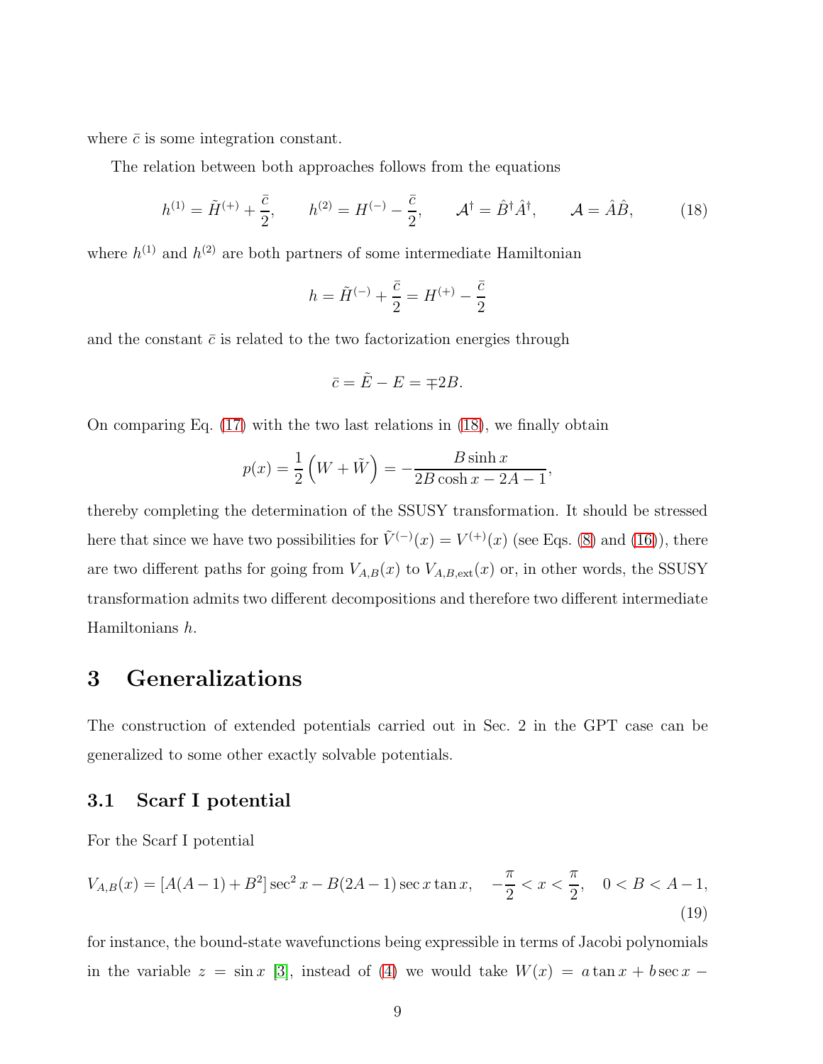where $\bar{c}$ is some integration constant.

The relation between both approaches follows from the equations

$$h^{(1)} = \tilde{H}^{(+)} + \frac{\bar{c}}{2}, \qquad h^{(2)} = H^{(-)} - \frac{\bar{c}}{2}, \qquad \mathcal{A}^\dagger = \hat{B}^\dagger \hat{A}^\dagger, \qquad \mathcal{A} = \hat{A}\hat{B}, \tag{18}$$

where $h^{(1)}$ and $h^{(2)}$ are both partners of some intermediate Hamiltonian

$$h = \tilde{H}^{(-)} + \frac{\bar{c}}{2} = H^{(+)} - \frac{\bar{c}}{2}$$

and the constant $\bar{c}$ is related to the two factorization energies through

$$\bar{c} = \tilde{E} - E = \mp 2B.$$

On comparing Eq. (17) with the two last relations in (18), we finally obtain

$$p(x) = \frac{1}{2}\left(W + \tilde{W}\right) = -\frac{B \sinh x}{2B\cosh x - 2A - 1},$$

thereby completing the determination of the SSUSY transformation. It should be stressed here that since we have two possibilities for $\tilde{V}^{(-)}(x) = V^{(+)}(x)$ (see Eqs. (8) and (16)), there are two different paths for going from $V_{A,B}(x)$ to $V_{A,B,\mathrm{ext}}(x)$ or, in other words, the SSUSY transformation admits two different decompositions and therefore two different intermediate Hamiltonians $h$.

# 3 Generalizations

The construction of extended potentials carried out in Sec. 2 in the GPT case can be generalized to some other exactly solvable potentials.

## 3.1 Scarf I potential

For the Scarf I potential

$$V_{A,B}(x) = [A(A-1) + B^2]\sec^2 x - B(2A-1)\sec x \tan x, \quad -\frac{\pi}{2} < x < \frac{\pi}{2}, \quad 0 < B < A-1, \tag{19}$$

for instance, the bound-state wavefunctions being expressible in terms of Jacobi polynomials in the variable $z = \sin x$ [3], instead of (4) we would take $W(x) = a\tan x + b\sec x -$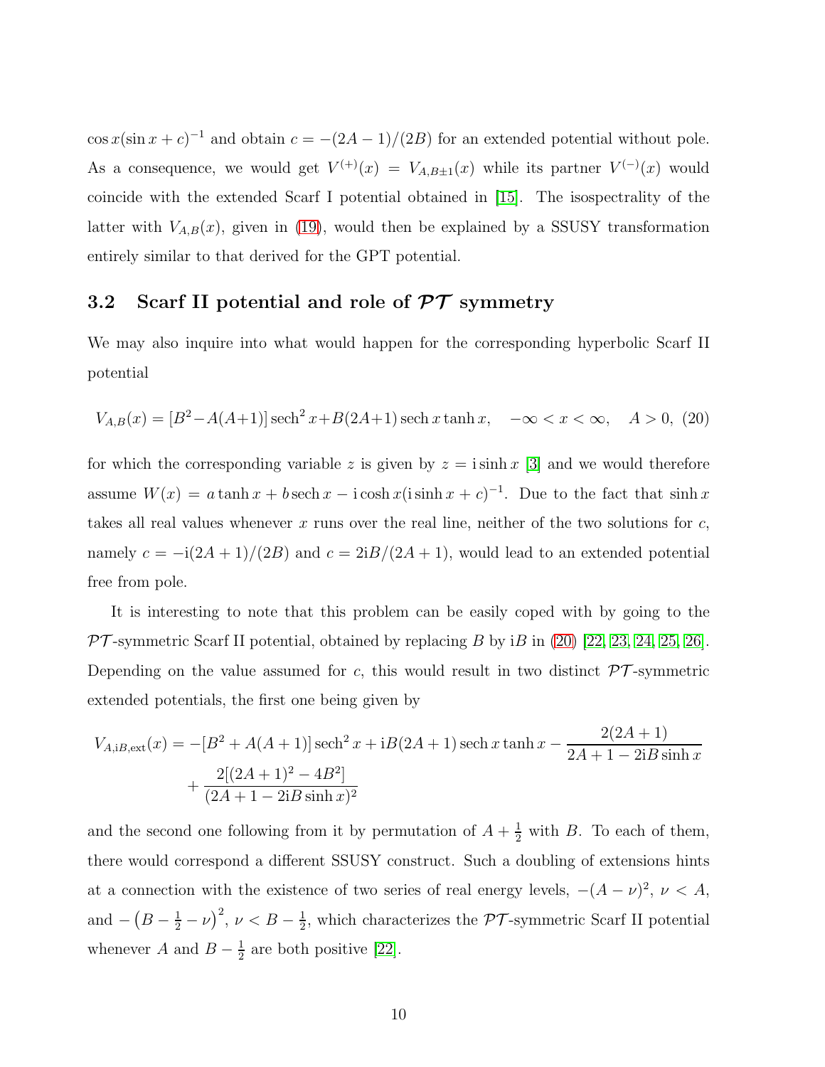$\cos x(\sin x + c)^{-1}$ and obtain $c = -(2A-1)/(2B)$ for an extended potential without pole. As a consequence, we would get $V^{(+)}(x) = V_{A,B\pm1}(x)$ while its partner $V^{(-)}(x)$ would coincide with the extended Scarf I potential obtained in [15]. The isospectrality of the latter with $V_{A,B}(x)$, given in (19), would then be explained by a SSUSY transformation entirely similar to that derived for the GPT potential.

### 3.2 Scarf II potential and role of $\mathcal{PT}$ symmetry

We may also inquire into what would happen for the corresponding hyperbolic Scarf II potential

$$V_{A,B}(x) = [B^2 - A(A+1)]\,\mathrm{sech}^2\, x + B(2A+1)\,\mathrm{sech}\, x \tanh x, \quad -\infty < x < \infty, \quad A > 0, \quad (20)$$

for which the corresponding variable $z$ is given by $z = \mathrm{i}\sinh x$ [3] and we would therefore assume $W(x) = a\tanh x + b\,\mathrm{sech}\, x - \mathrm{i}\cosh x(\mathrm{i}\sinh x + c)^{-1}$. Due to the fact that $\sinh x$ takes all real values whenever $x$ runs over the real line, neither of the two solutions for $c$, namely $c = -\mathrm{i}(2A+1)/(2B)$ and $c = 2\mathrm{i}B/(2A+1)$, would lead to an extended potential free from pole.

It is interesting to note that this problem can be easily coped with by going to the $\mathcal{PT}$-symmetric Scarf II potential, obtained by replacing $B$ by $\mathrm{i}B$ in (20) [22, 23, 24, 25, 26]. Depending on the value assumed for $c$, this would result in two distinct $\mathcal{PT}$-symmetric extended potentials, the first one being given by

$$\begin{aligned} V_{A,\mathrm{i}B,\mathrm{ext}}(x) = &-[B^2 + A(A+1)]\,\mathrm{sech}^2\, x + \mathrm{i}B(2A+1)\,\mathrm{sech}\, x\tanh x - \frac{2(2A+1)}{2A+1-2\mathrm{i}B\sinh x} \\ &+ \frac{2[(2A+1)^2 - 4B^2]}{(2A+1-2\mathrm{i}B\sinh x)^2} \end{aligned}$$

and the second one following from it by permutation of $A + \frac{1}{2}$ with $B$. To each of them, there would correspond a different SSUSY construct. Such a doubling of extensions hints at a connection with the existence of two series of real energy levels, $-(A-\nu)^2$, $\nu < A$, and $-\left(B - \frac{1}{2} - \nu\right)^2$, $\nu < B - \frac{1}{2}$, which characterizes the $\mathcal{PT}$-symmetric Scarf II potential whenever $A$ and $B - \frac{1}{2}$ are both positive [22].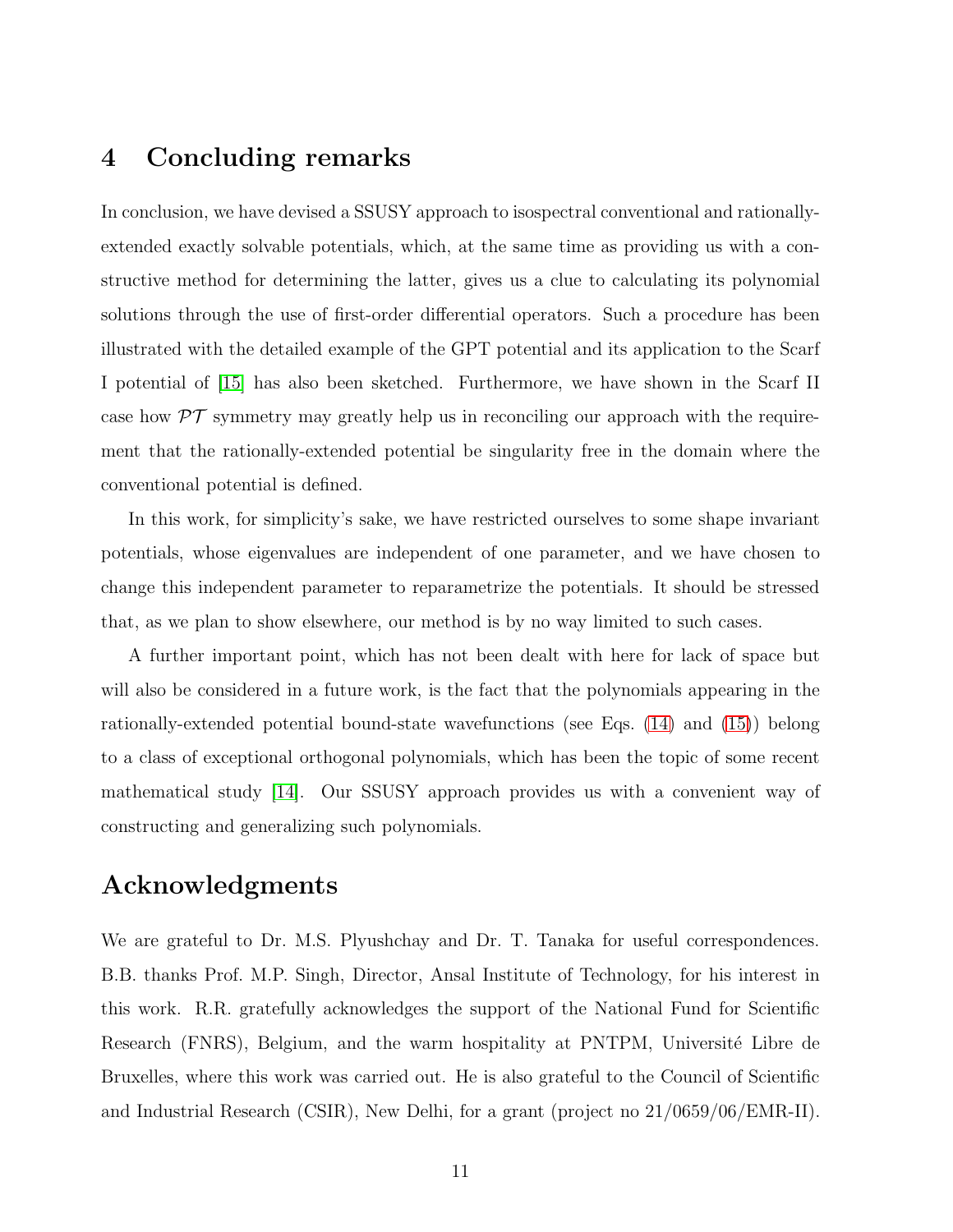## 4 Concluding remarks

In conclusion, we have devised a SSUSY approach to isospectral conventional and rationally-extended exactly solvable potentials, which, at the same time as providing us with a constructive method for determining the latter, gives us a clue to calculating its polynomial solutions through the use of first-order differential operators. Such a procedure has been illustrated with the detailed example of the GPT potential and its application to the Scarf I potential of [15] has also been sketched. Furthermore, we have shown in the Scarf II case how $\mathcal{PT}$ symmetry may greatly help us in reconciling our approach with the requirement that the rationally-extended potential be singularity free in the domain where the conventional potential is defined.

In this work, for simplicity's sake, we have restricted ourselves to some shape invariant potentials, whose eigenvalues are independent of one parameter, and we have chosen to change this independent parameter to reparametrize the potentials. It should be stressed that, as we plan to show elsewhere, our method is by no way limited to such cases.

A further important point, which has not been dealt with here for lack of space but will also be considered in a future work, is the fact that the polynomials appearing in the rationally-extended potential bound-state wavefunctions (see Eqs. (14) and (15)) belong to a class of exceptional orthogonal polynomials, which has been the topic of some recent mathematical study [14]. Our SSUSY approach provides us with a convenient way of constructing and generalizing such polynomials.

## Acknowledgments

We are grateful to Dr. M.S. Plyushchay and Dr. T. Tanaka for useful correspondences. B.B. thanks Prof. M.P. Singh, Director, Ansal Institute of Technology, for his interest in this work. R.R. gratefully acknowledges the support of the National Fund for Scientific Research (FNRS), Belgium, and the warm hospitality at PNTPM, Université Libre de Bruxelles, where this work was carried out. He is also grateful to the Council of Scientific and Industrial Research (CSIR), New Delhi, for a grant (project no 21/0659/06/EMR-II).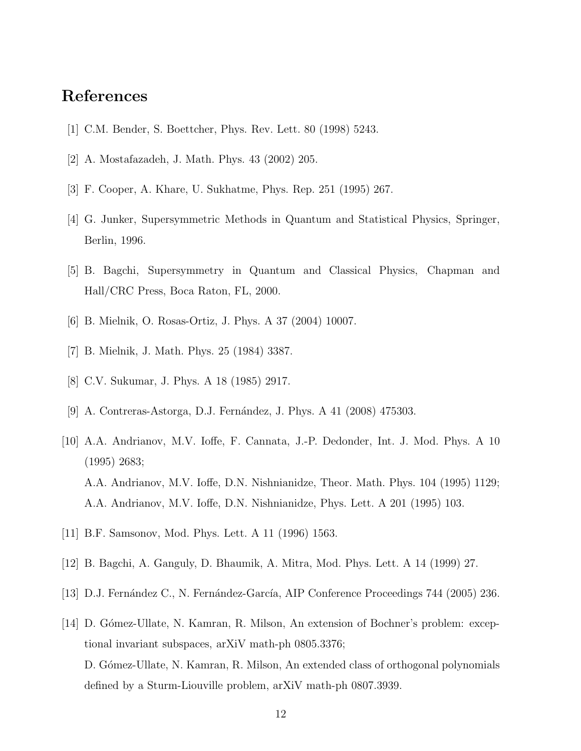# References

[1] C.M. Bender, S. Boettcher, Phys. Rev. Lett. 80 (1998) 5243.

[2] A. Mostafazadeh, J. Math. Phys. 43 (2002) 205.

[3] F. Cooper, A. Khare, U. Sukhatme, Phys. Rep. 251 (1995) 267.

[4] G. Junker, Supersymmetric Methods in Quantum and Statistical Physics, Springer, Berlin, 1996.

[5] B. Bagchi, Supersymmetry in Quantum and Classical Physics, Chapman and Hall/CRC Press, Boca Raton, FL, 2000.

[6] B. Mielnik, O. Rosas-Ortiz, J. Phys. A 37 (2004) 10007.

[7] B. Mielnik, J. Math. Phys. 25 (1984) 3387.

[8] C.V. Sukumar, J. Phys. A 18 (1985) 2917.

[9] A. Contreras-Astorga, D.J. Fernández, J. Phys. A 41 (2008) 475303.

[10] A.A. Andrianov, M.V. Ioffe, F. Cannata, J.-P. Dedonder, Int. J. Mod. Phys. A 10 (1995) 2683;
A.A. Andrianov, M.V. Ioffe, D.N. Nishnianidze, Theor. Math. Phys. 104 (1995) 1129;
A.A. Andrianov, M.V. Ioffe, D.N. Nishnianidze, Phys. Lett. A 201 (1995) 103.

[11] B.F. Samsonov, Mod. Phys. Lett. A 11 (1996) 1563.

[12] B. Bagchi, A. Ganguly, D. Bhaumik, A. Mitra, Mod. Phys. Lett. A 14 (1999) 27.

[13] D.J. Fernández C., N. Fernández-García, AIP Conference Proceedings 744 (2005) 236.

[14] D. Gómez-Ullate, N. Kamran, R. Milson, An extension of Bochner's problem: exceptional invariant subspaces, arXiV math-ph 0805.3376;
D. Gómez-Ullate, N. Kamran, R. Milson, An extended class of orthogonal polynomials defined by a Sturm-Liouville problem, arXiV math-ph 0807.3939.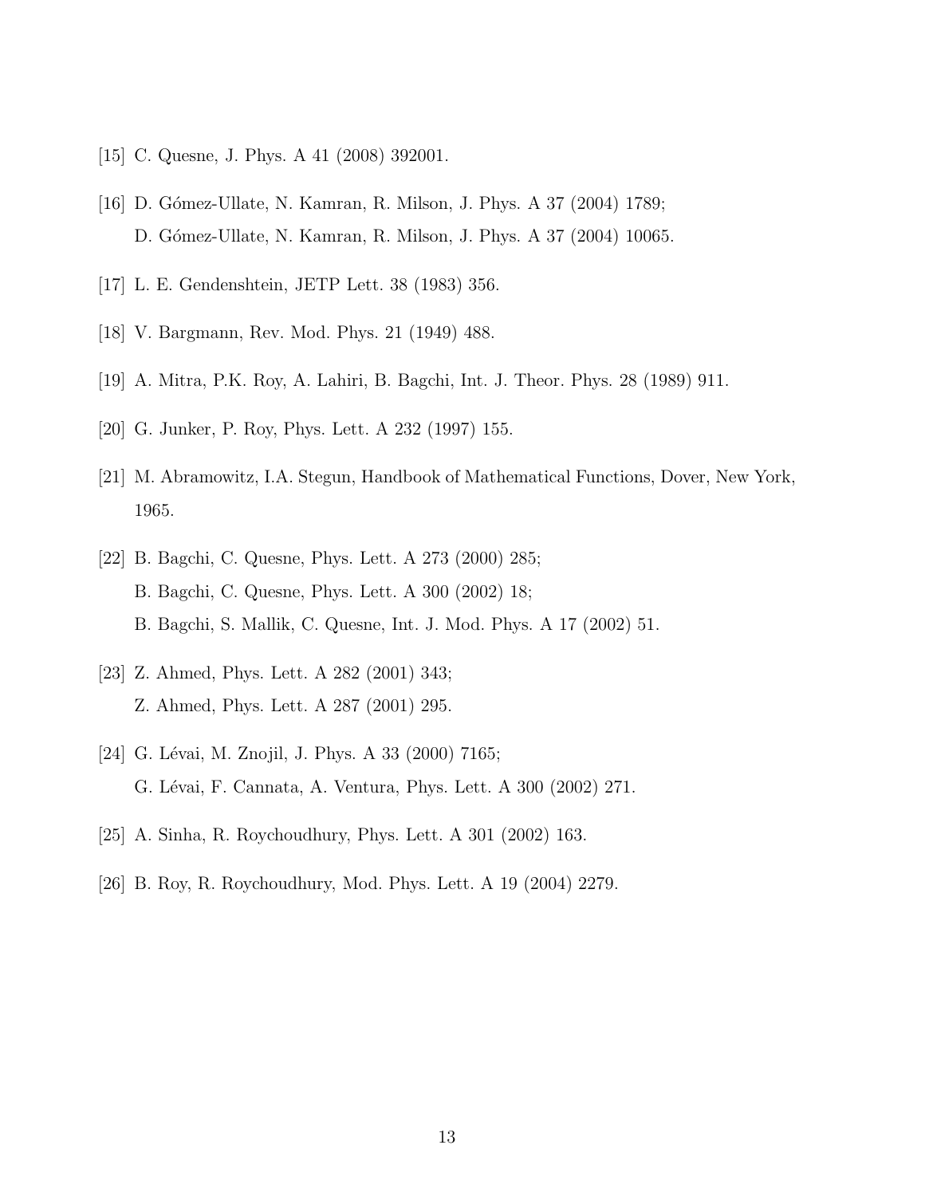[15] C. Quesne, J. Phys. A 41 (2008) 392001.

[16] D. Gómez-Ullate, N. Kamran, R. Milson, J. Phys. A 37 (2004) 1789;
D. Gómez-Ullate, N. Kamran, R. Milson, J. Phys. A 37 (2004) 10065.

[17] L. E. Gendenshtein, JETP Lett. 38 (1983) 356.

[18] V. Bargmann, Rev. Mod. Phys. 21 (1949) 488.

[19] A. Mitra, P.K. Roy, A. Lahiri, B. Bagchi, Int. J. Theor. Phys. 28 (1989) 911.

[20] G. Junker, P. Roy, Phys. Lett. A 232 (1997) 155.

[21] M. Abramowitz, I.A. Stegun, Handbook of Mathematical Functions, Dover, New York, 1965.

[22] B. Bagchi, C. Quesne, Phys. Lett. A 273 (2000) 285;
B. Bagchi, C. Quesne, Phys. Lett. A 300 (2002) 18;
B. Bagchi, S. Mallik, C. Quesne, Int. J. Mod. Phys. A 17 (2002) 51.

[23] Z. Ahmed, Phys. Lett. A 282 (2001) 343;
Z. Ahmed, Phys. Lett. A 287 (2001) 295.

[24] G. Lévai, M. Znojil, J. Phys. A 33 (2000) 7165;
G. Lévai, F. Cannata, A. Ventura, Phys. Lett. A 300 (2002) 271.

[25] A. Sinha, R. Roychoudhury, Phys. Lett. A 301 (2002) 163.

[26] B. Roy, R. Roychoudhury, Mod. Phys. Lett. A 19 (2004) 2279.